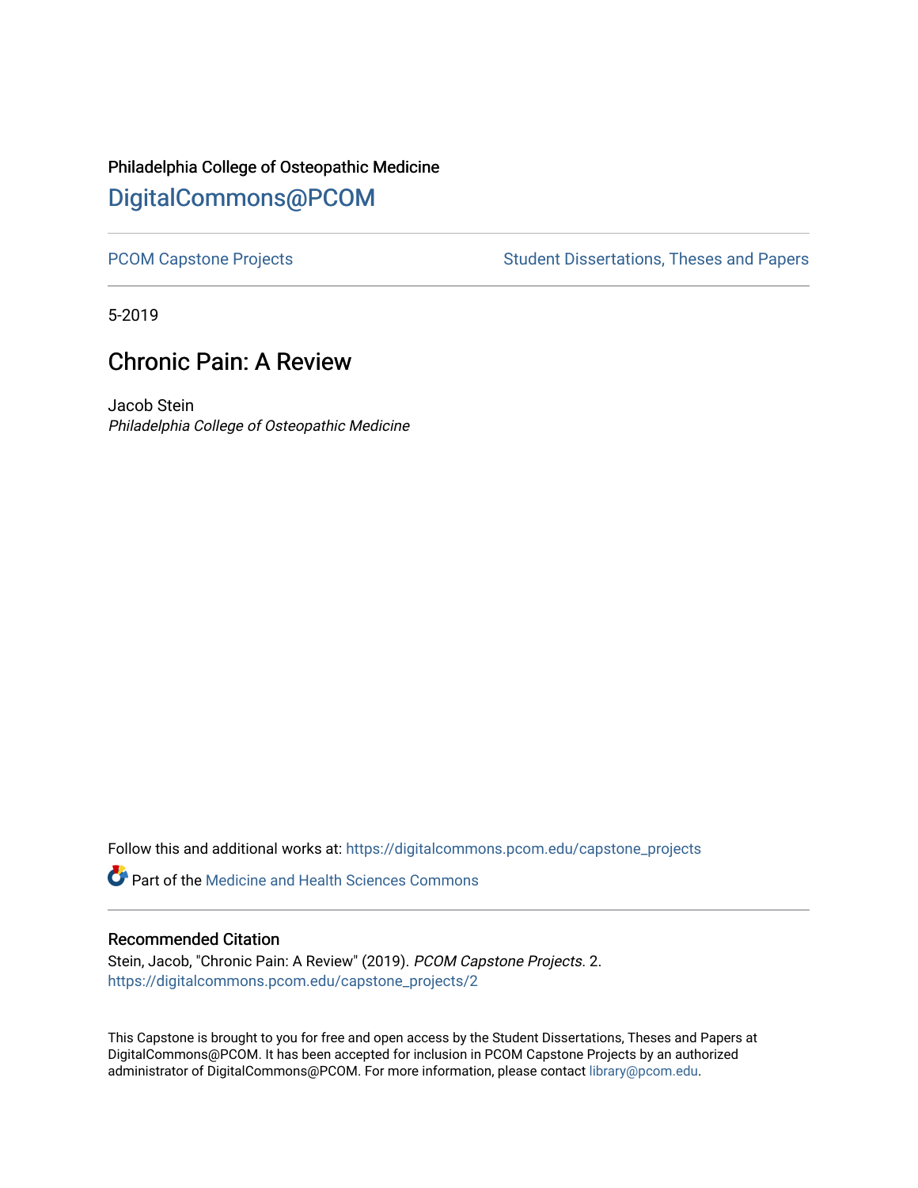Philadelphia College of Osteopathic Medicine

## DigitalCommons@PCOM

PCOM Capstone Projects | Student Dissertations, Theses and Papers

5-2019

# Chronic Pain: A Review

Jacob Stein
*Philadelphia College of Osteopathic Medicine*

Follow this and additional works at: https://digitalcommons.pcom.edu/capstone_projects

Part of the Medicine and Health Sciences Commons

### Recommended Citation

Stein, Jacob, "Chronic Pain: A Review" (2019). *PCOM Capstone Projects*. 2.
https://digitalcommons.pcom.edu/capstone_projects/2

This Capstone is brought to you for free and open access by the Student Dissertations, Theses and Papers at DigitalCommons@PCOM. It has been accepted for inclusion in PCOM Capstone Projects by an authorized administrator of DigitalCommons@PCOM. For more information, please contact library@pcom.edu.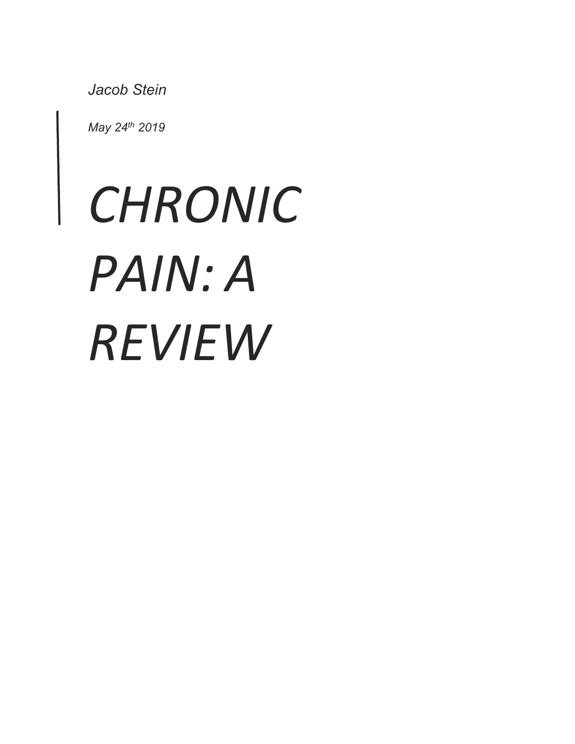*Jacob Stein*

*May 24th 2019*

# *CHRONIC PAIN: A REVIEW*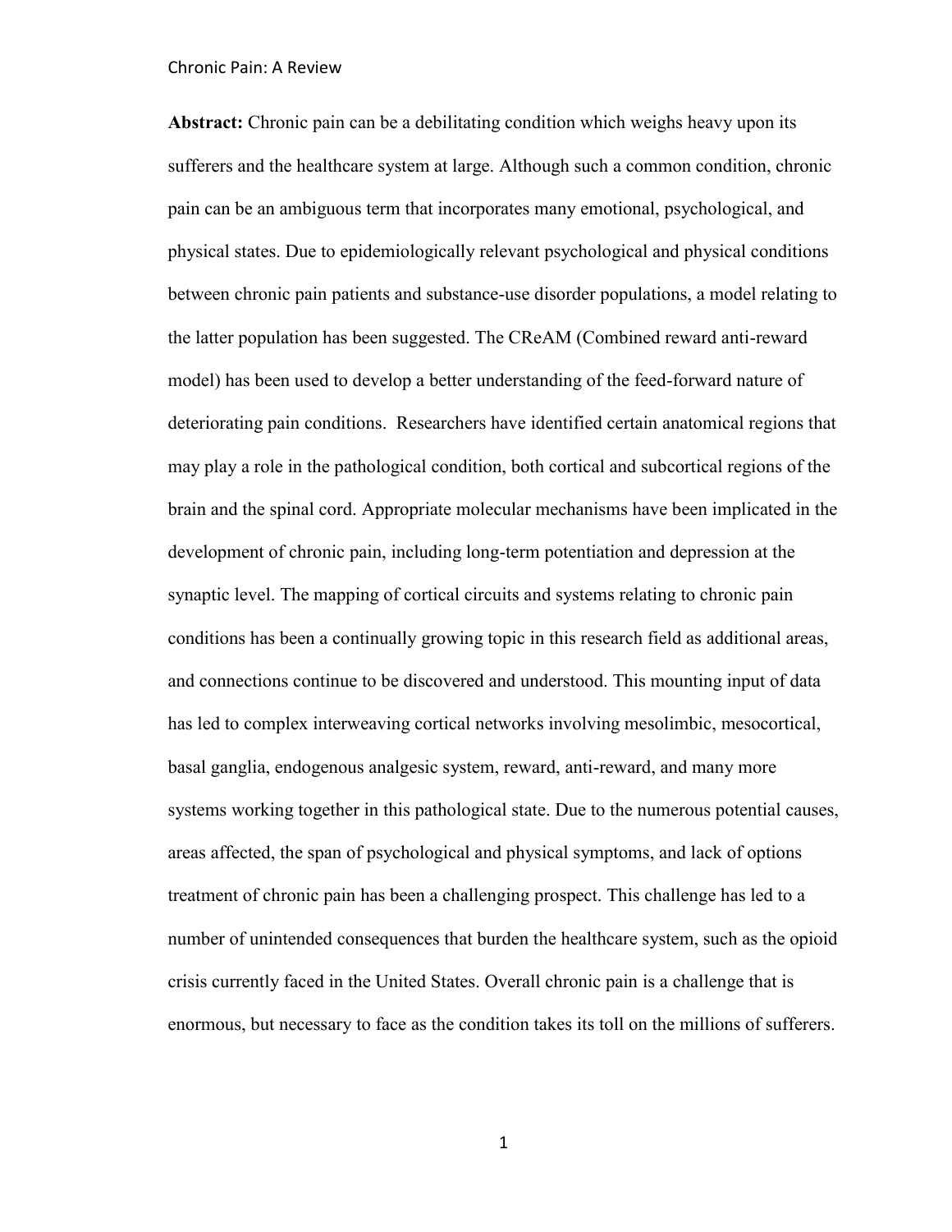**Abstract:** Chronic pain can be a debilitating condition which weighs heavy upon its sufferers and the healthcare system at large. Although such a common condition, chronic pain can be an ambiguous term that incorporates many emotional, psychological, and physical states. Due to epidemiologically relevant psychological and physical conditions between chronic pain patients and substance-use disorder populations, a model relating to the latter population has been suggested. The CReAM (Combined reward anti-reward model) has been used to develop a better understanding of the feed-forward nature of deteriorating pain conditions. Researchers have identified certain anatomical regions that may play a role in the pathological condition, both cortical and subcortical regions of the brain and the spinal cord. Appropriate molecular mechanisms have been implicated in the development of chronic pain, including long-term potentiation and depression at the synaptic level. The mapping of cortical circuits and systems relating to chronic pain conditions has been a continually growing topic in this research field as additional areas, and connections continue to be discovered and understood. This mounting input of data has led to complex interweaving cortical networks involving mesolimbic, mesocortical, basal ganglia, endogenous analgesic system, reward, anti-reward, and many more systems working together in this pathological state. Due to the numerous potential causes, areas affected, the span of psychological and physical symptoms, and lack of options treatment of chronic pain has been a challenging prospect. This challenge has led to a number of unintended consequences that burden the healthcare system, such as the opioid crisis currently faced in the United States. Overall chronic pain is a challenge that is enormous, but necessary to face as the condition takes its toll on the millions of sufferers.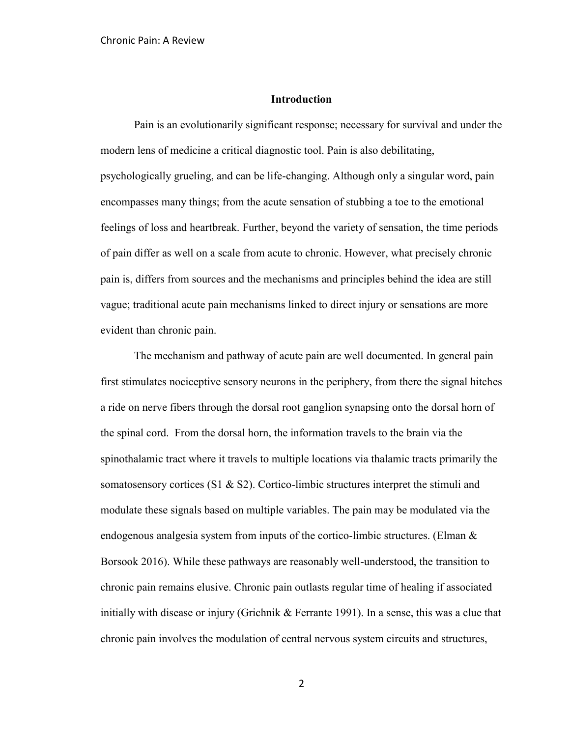## Introduction

Pain is an evolutionarily significant response; necessary for survival and under the modern lens of medicine a critical diagnostic tool. Pain is also debilitating, psychologically grueling, and can be life-changing. Although only a singular word, pain encompasses many things; from the acute sensation of stubbing a toe to the emotional feelings of loss and heartbreak. Further, beyond the variety of sensation, the time periods of pain differ as well on a scale from acute to chronic. However, what precisely chronic pain is, differs from sources and the mechanisms and principles behind the idea are still vague; traditional acute pain mechanisms linked to direct injury or sensations are more evident than chronic pain.

The mechanism and pathway of acute pain are well documented. In general pain first stimulates nociceptive sensory neurons in the periphery, from there the signal hitches a ride on nerve fibers through the dorsal root ganglion synapsing onto the dorsal horn of the spinal cord. From the dorsal horn, the information travels to the brain via the spinothalamic tract where it travels to multiple locations via thalamic tracts primarily the somatosensory cortices (S1 & S2). Cortico-limbic structures interpret the stimuli and modulate these signals based on multiple variables. The pain may be modulated via the endogenous analgesia system from inputs of the cortico-limbic structures. (Elman & Borsook 2016). While these pathways are reasonably well-understood, the transition to chronic pain remains elusive. Chronic pain outlasts regular time of healing if associated initially with disease or injury (Grichnik & Ferrante 1991). In a sense, this was a clue that chronic pain involves the modulation of central nervous system circuits and structures,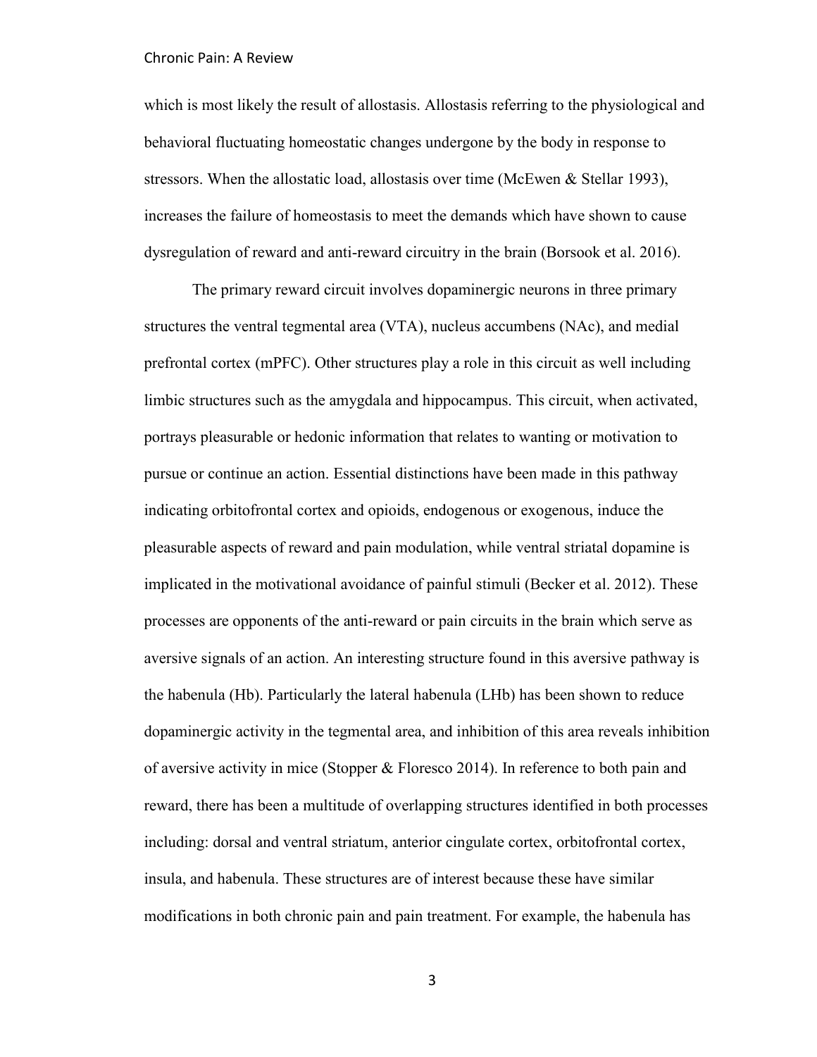which is most likely the result of allostasis. Allostasis referring to the physiological and behavioral fluctuating homeostatic changes undergone by the body in response to stressors. When the allostatic load, allostasis over time (McEwen & Stellar 1993), increases the failure of homeostasis to meet the demands which have shown to cause dysregulation of reward and anti-reward circuitry in the brain (Borsook et al. 2016).

The primary reward circuit involves dopaminergic neurons in three primary structures the ventral tegmental area (VTA), nucleus accumbens (NAc), and medial prefrontal cortex (mPFC). Other structures play a role in this circuit as well including limbic structures such as the amygdala and hippocampus. This circuit, when activated, portrays pleasurable or hedonic information that relates to wanting or motivation to pursue or continue an action. Essential distinctions have been made in this pathway indicating orbitofrontal cortex and opioids, endogenous or exogenous, induce the pleasurable aspects of reward and pain modulation, while ventral striatal dopamine is implicated in the motivational avoidance of painful stimuli (Becker et al. 2012). These processes are opponents of the anti-reward or pain circuits in the brain which serve as aversive signals of an action. An interesting structure found in this aversive pathway is the habenula (Hb). Particularly the lateral habenula (LHb) has been shown to reduce dopaminergic activity in the tegmental area, and inhibition of this area reveals inhibition of aversive activity in mice (Stopper & Floresco 2014). In reference to both pain and reward, there has been a multitude of overlapping structures identified in both processes including: dorsal and ventral striatum, anterior cingulate cortex, orbitofrontal cortex, insula, and habenula. These structures are of interest because these have similar modifications in both chronic pain and pain treatment. For example, the habenula has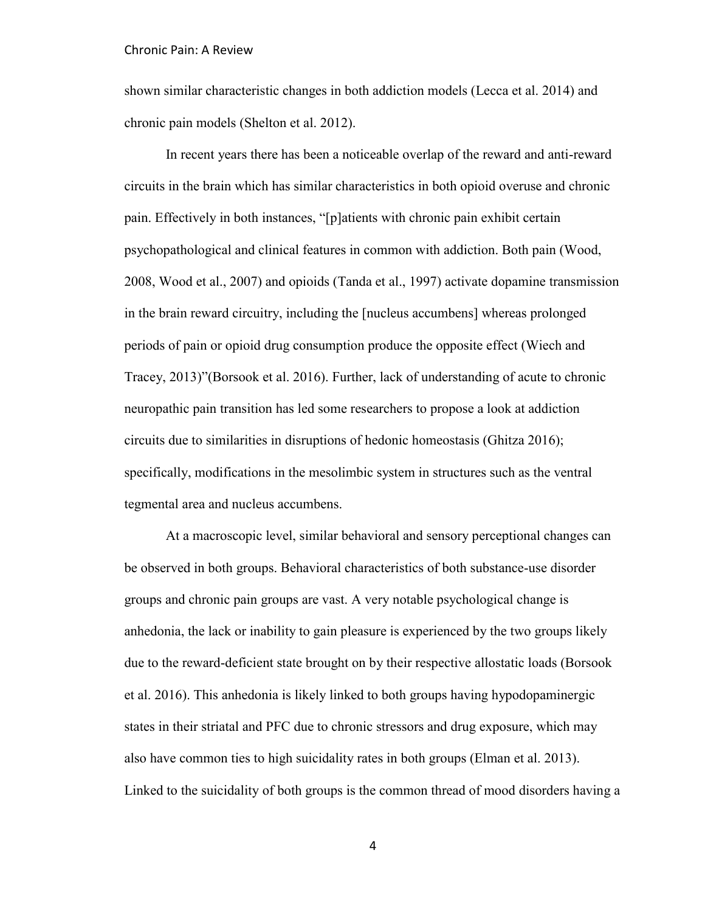shown similar characteristic changes in both addiction models (Lecca et al. 2014) and chronic pain models (Shelton et al. 2012).

In recent years there has been a noticeable overlap of the reward and anti-reward circuits in the brain which has similar characteristics in both opioid overuse and chronic pain. Effectively in both instances, "[p]atients with chronic pain exhibit certain psychopathological and clinical features in common with addiction. Both pain (Wood, 2008, Wood et al., 2007) and opioids (Tanda et al., 1997) activate dopamine transmission in the brain reward circuitry, including the [nucleus accumbens] whereas prolonged periods of pain or opioid drug consumption produce the opposite effect (Wiech and Tracey, 2013)"(Borsook et al. 2016). Further, lack of understanding of acute to chronic neuropathic pain transition has led some researchers to propose a look at addiction circuits due to similarities in disruptions of hedonic homeostasis (Ghitza 2016); specifically, modifications in the mesolimbic system in structures such as the ventral tegmental area and nucleus accumbens.

At a macroscopic level, similar behavioral and sensory perceptional changes can be observed in both groups. Behavioral characteristics of both substance-use disorder groups and chronic pain groups are vast. A very notable psychological change is anhedonia, the lack or inability to gain pleasure is experienced by the two groups likely due to the reward-deficient state brought on by their respective allostatic loads (Borsook et al. 2016). This anhedonia is likely linked to both groups having hypodopaminergic states in their striatal and PFC due to chronic stressors and drug exposure, which may also have common ties to high suicidality rates in both groups (Elman et al. 2013). Linked to the suicidality of both groups is the common thread of mood disorders having a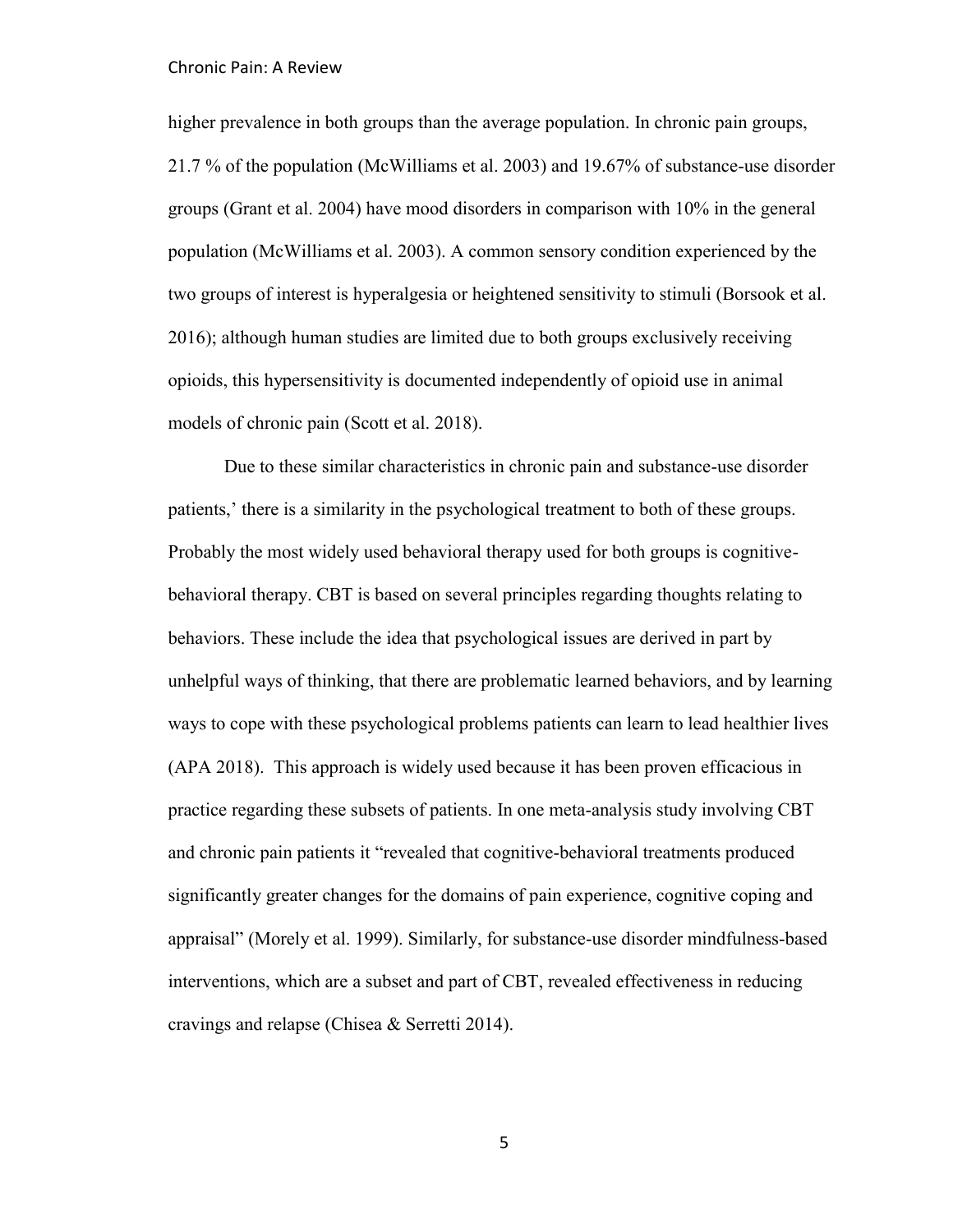higher prevalence in both groups than the average population. In chronic pain groups, 21.7 % of the population (McWilliams et al. 2003) and 19.67% of substance-use disorder groups (Grant et al. 2004) have mood disorders in comparison with 10% in the general population (McWilliams et al. 2003). A common sensory condition experienced by the two groups of interest is hyperalgesia or heightened sensitivity to stimuli (Borsook et al. 2016); although human studies are limited due to both groups exclusively receiving opioids, this hypersensitivity is documented independently of opioid use in animal models of chronic pain (Scott et al. 2018).

Due to these similar characteristics in chronic pain and substance-use disorder patients,' there is a similarity in the psychological treatment to both of these groups. Probably the most widely used behavioral therapy used for both groups is cognitive-behavioral therapy. CBT is based on several principles regarding thoughts relating to behaviors. These include the idea that psychological issues are derived in part by unhelpful ways of thinking, that there are problematic learned behaviors, and by learning ways to cope with these psychological problems patients can learn to lead healthier lives (APA 2018). This approach is widely used because it has been proven efficacious in practice regarding these subsets of patients. In one meta-analysis study involving CBT and chronic pain patients it "revealed that cognitive-behavioral treatments produced significantly greater changes for the domains of pain experience, cognitive coping and appraisal" (Morely et al. 1999). Similarly, for substance-use disorder mindfulness-based interventions, which are a subset and part of CBT, revealed effectiveness in reducing cravings and relapse (Chisea & Serretti 2014).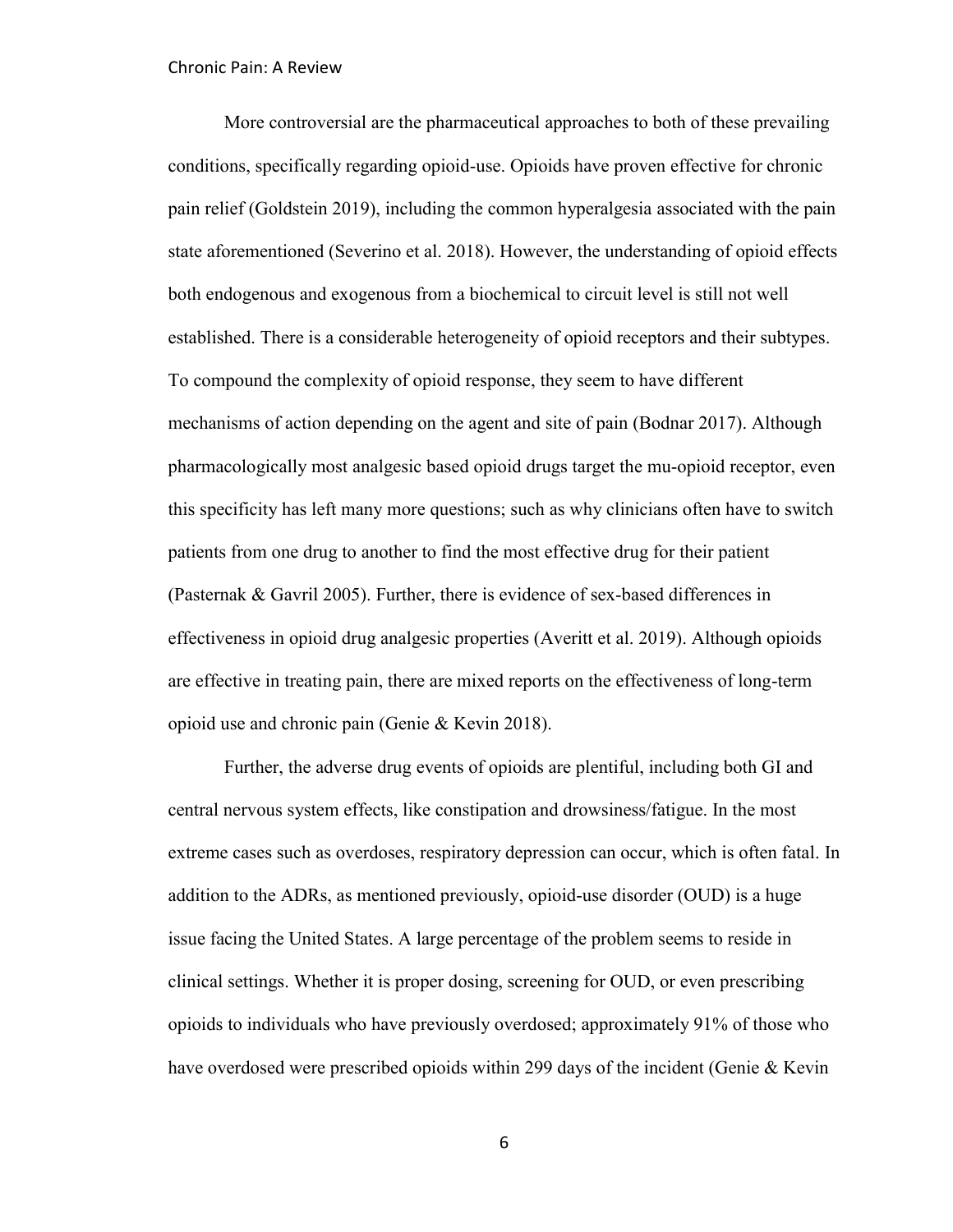More controversial are the pharmaceutical approaches to both of these prevailing conditions, specifically regarding opioid-use. Opioids have proven effective for chronic pain relief (Goldstein 2019), including the common hyperalgesia associated with the pain state aforementioned (Severino et al. 2018). However, the understanding of opioid effects both endogenous and exogenous from a biochemical to circuit level is still not well established. There is a considerable heterogeneity of opioid receptors and their subtypes. To compound the complexity of opioid response, they seem to have different mechanisms of action depending on the agent and site of pain (Bodnar 2017). Although pharmacologically most analgesic based opioid drugs target the mu-opioid receptor, even this specificity has left many more questions; such as why clinicians often have to switch patients from one drug to another to find the most effective drug for their patient (Pasternak & Gavril 2005). Further, there is evidence of sex-based differences in effectiveness in opioid drug analgesic properties (Averitt et al. 2019). Although opioids are effective in treating pain, there are mixed reports on the effectiveness of long-term opioid use and chronic pain (Genie & Kevin 2018).

Further, the adverse drug events of opioids are plentiful, including both GI and central nervous system effects, like constipation and drowsiness/fatigue. In the most extreme cases such as overdoses, respiratory depression can occur, which is often fatal. In addition to the ADRs, as mentioned previously, opioid-use disorder (OUD) is a huge issue facing the United States. A large percentage of the problem seems to reside in clinical settings. Whether it is proper dosing, screening for OUD, or even prescribing opioids to individuals who have previously overdosed; approximately 91% of those who have overdosed were prescribed opioids within 299 days of the incident (Genie & Kevin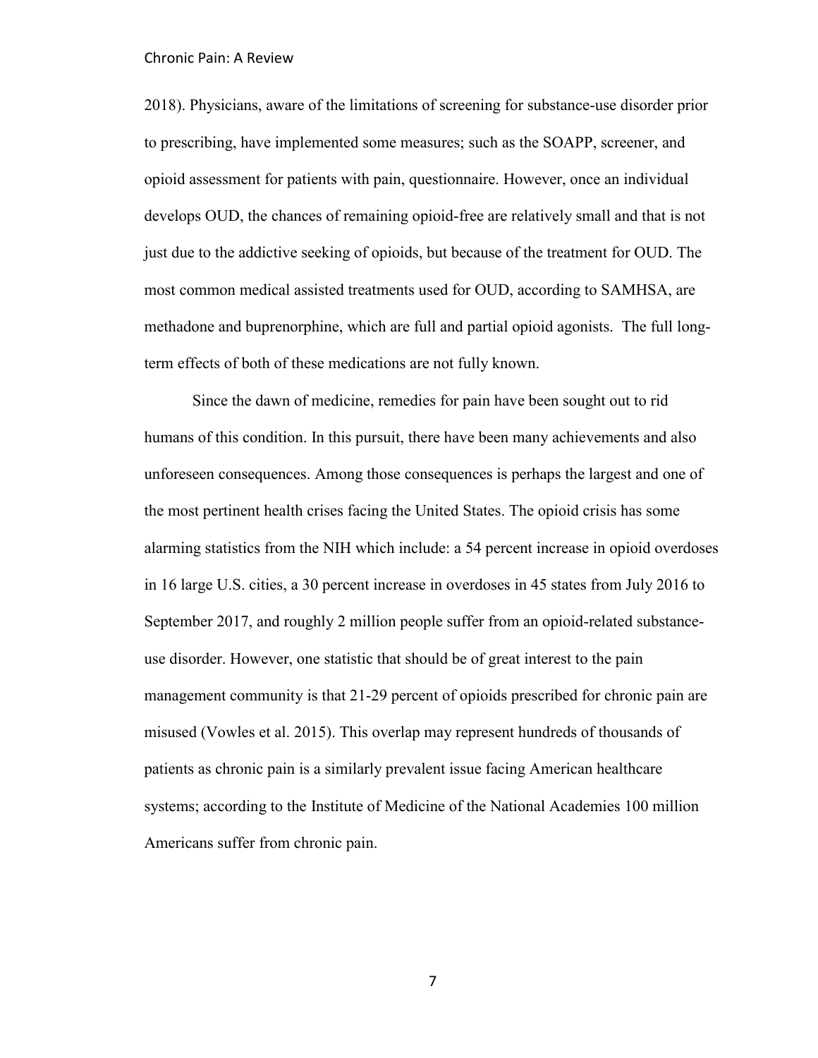2018). Physicians, aware of the limitations of screening for substance-use disorder prior to prescribing, have implemented some measures; such as the SOAPP, screener, and opioid assessment for patients with pain, questionnaire. However, once an individual develops OUD, the chances of remaining opioid-free are relatively small and that is not just due to the addictive seeking of opioids, but because of the treatment for OUD. The most common medical assisted treatments used for OUD, according to SAMHSA, are methadone and buprenorphine, which are full and partial opioid agonists. The full long-term effects of both of these medications are not fully known.

Since the dawn of medicine, remedies for pain have been sought out to rid humans of this condition. In this pursuit, there have been many achievements and also unforeseen consequences. Among those consequences is perhaps the largest and one of the most pertinent health crises facing the United States. The opioid crisis has some alarming statistics from the NIH which include: a 54 percent increase in opioid overdoses in 16 large U.S. cities, a 30 percent increase in overdoses in 45 states from July 2016 to September 2017, and roughly 2 million people suffer from an opioid-related substance-use disorder. However, one statistic that should be of great interest to the pain management community is that 21-29 percent of opioids prescribed for chronic pain are misused (Vowles et al. 2015). This overlap may represent hundreds of thousands of patients as chronic pain is a similarly prevalent issue facing American healthcare systems; according to the Institute of Medicine of the National Academies 100 million Americans suffer from chronic pain.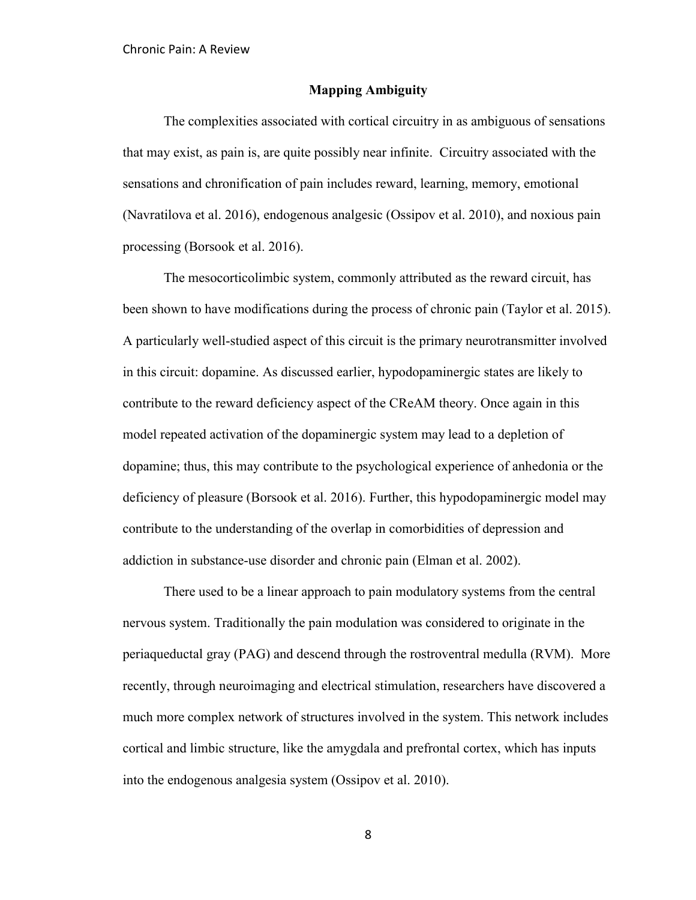## Mapping Ambiguity

The complexities associated with cortical circuitry in as ambiguous of sensations that may exist, as pain is, are quite possibly near infinite. Circuitry associated with the sensations and chronification of pain includes reward, learning, memory, emotional (Navratilova et al. 2016), endogenous analgesic (Ossipov et al. 2010), and noxious pain processing (Borsook et al. 2016).

The mesocorticolimbic system, commonly attributed as the reward circuit, has been shown to have modifications during the process of chronic pain (Taylor et al. 2015). A particularly well-studied aspect of this circuit is the primary neurotransmitter involved in this circuit: dopamine. As discussed earlier, hypodopaminergic states are likely to contribute to the reward deficiency aspect of the CReAM theory. Once again in this model repeated activation of the dopaminergic system may lead to a depletion of dopamine; thus, this may contribute to the psychological experience of anhedonia or the deficiency of pleasure (Borsook et al. 2016). Further, this hypodopaminergic model may contribute to the understanding of the overlap in comorbidities of depression and addiction in substance-use disorder and chronic pain (Elman et al. 2002).

There used to be a linear approach to pain modulatory systems from the central nervous system. Traditionally the pain modulation was considered to originate in the periaqueductal gray (PAG) and descend through the rostroventral medulla (RVM). More recently, through neuroimaging and electrical stimulation, researchers have discovered a much more complex network of structures involved in the system. This network includes cortical and limbic structure, like the amygdala and prefrontal cortex, which has inputs into the endogenous analgesia system (Ossipov et al. 2010).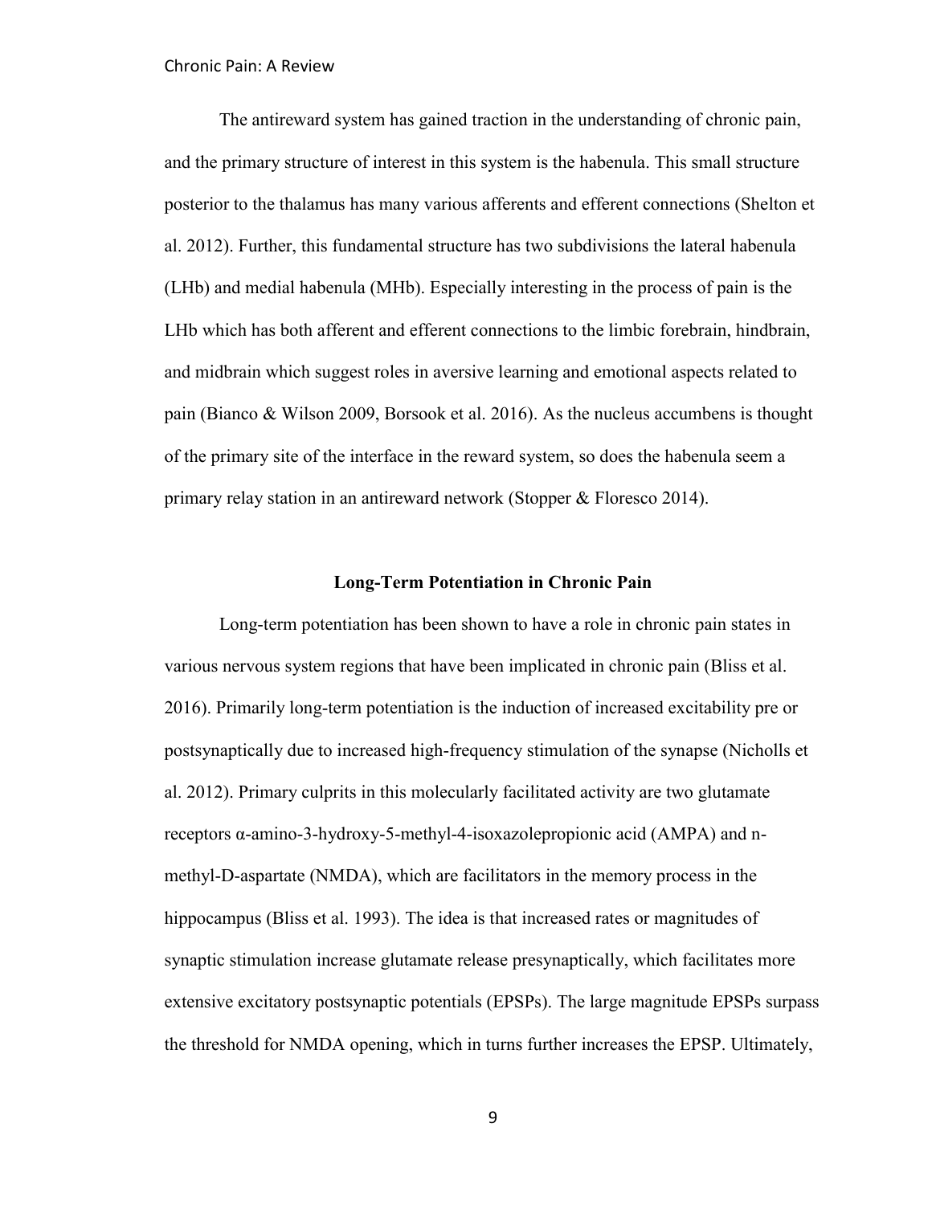The antireward system has gained traction in the understanding of chronic pain, and the primary structure of interest in this system is the habenula. This small structure posterior to the thalamus has many various afferents and efferent connections (Shelton et al. 2012). Further, this fundamental structure has two subdivisions the lateral habenula (LHb) and medial habenula (MHb). Especially interesting in the process of pain is the LHb which has both afferent and efferent connections to the limbic forebrain, hindbrain, and midbrain which suggest roles in aversive learning and emotional aspects related to pain (Bianco & Wilson 2009, Borsook et al. 2016). As the nucleus accumbens is thought of the primary site of the interface in the reward system, so does the habenula seem a primary relay station in an antireward network (Stopper & Floresco 2014).

## Long-Term Potentiation in Chronic Pain

Long-term potentiation has been shown to have a role in chronic pain states in various nervous system regions that have been implicated in chronic pain (Bliss et al. 2016). Primarily long-term potentiation is the induction of increased excitability pre or postsynaptically due to increased high-frequency stimulation of the synapse (Nicholls et al. 2012). Primary culprits in this molecularly facilitated activity are two glutamate receptors α-amino-3-hydroxy-5-methyl-4-isoxazolepropionic acid (AMPA) and n-methyl-D-aspartate (NMDA), which are facilitators in the memory process in the hippocampus (Bliss et al. 1993). The idea is that increased rates or magnitudes of synaptic stimulation increase glutamate release presynaptically, which facilitates more extensive excitatory postsynaptic potentials (EPSPs). The large magnitude EPSPs surpass the threshold for NMDA opening, which in turns further increases the EPSP. Ultimately,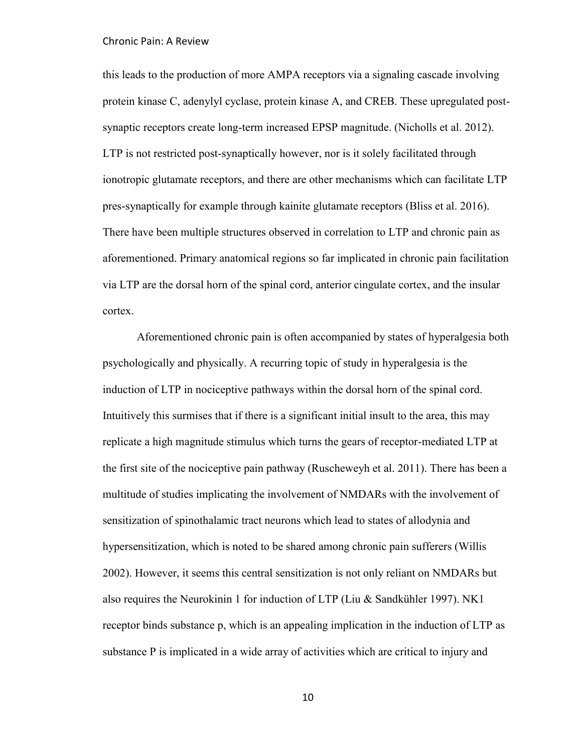this leads to the production of more AMPA receptors via a signaling cascade involving protein kinase C, adenylyl cyclase, protein kinase A, and CREB. These upregulated post-synaptic receptors create long-term increased EPSP magnitude. (Nicholls et al. 2012). LTP is not restricted post-synaptically however, nor is it solely facilitated through ionotropic glutamate receptors, and there are other mechanisms which can facilitate LTP pres-synaptically for example through kainite glutamate receptors (Bliss et al. 2016). There have been multiple structures observed in correlation to LTP and chronic pain as aforementioned. Primary anatomical regions so far implicated in chronic pain facilitation via LTP are the dorsal horn of the spinal cord, anterior cingulate cortex, and the insular cortex.

Aforementioned chronic pain is often accompanied by states of hyperalgesia both psychologically and physically. A recurring topic of study in hyperalgesia is the induction of LTP in nociceptive pathways within the dorsal horn of the spinal cord. Intuitively this surmises that if there is a significant initial insult to the area, this may replicate a high magnitude stimulus which turns the gears of receptor-mediated LTP at the first site of the nociceptive pain pathway (Ruscheweyh et al. 2011). There has been a multitude of studies implicating the involvement of NMDARs with the involvement of sensitization of spinothalamic tract neurons which lead to states of allodynia and hypersensitization, which is noted to be shared among chronic pain sufferers (Willis 2002). However, it seems this central sensitization is not only reliant on NMDARs but also requires the Neurokinin 1 for induction of LTP (Liu & Sandkühler 1997). NK1 receptor binds substance p, which is an appealing implication in the induction of LTP as substance P is implicated in a wide array of activities which are critical to injury and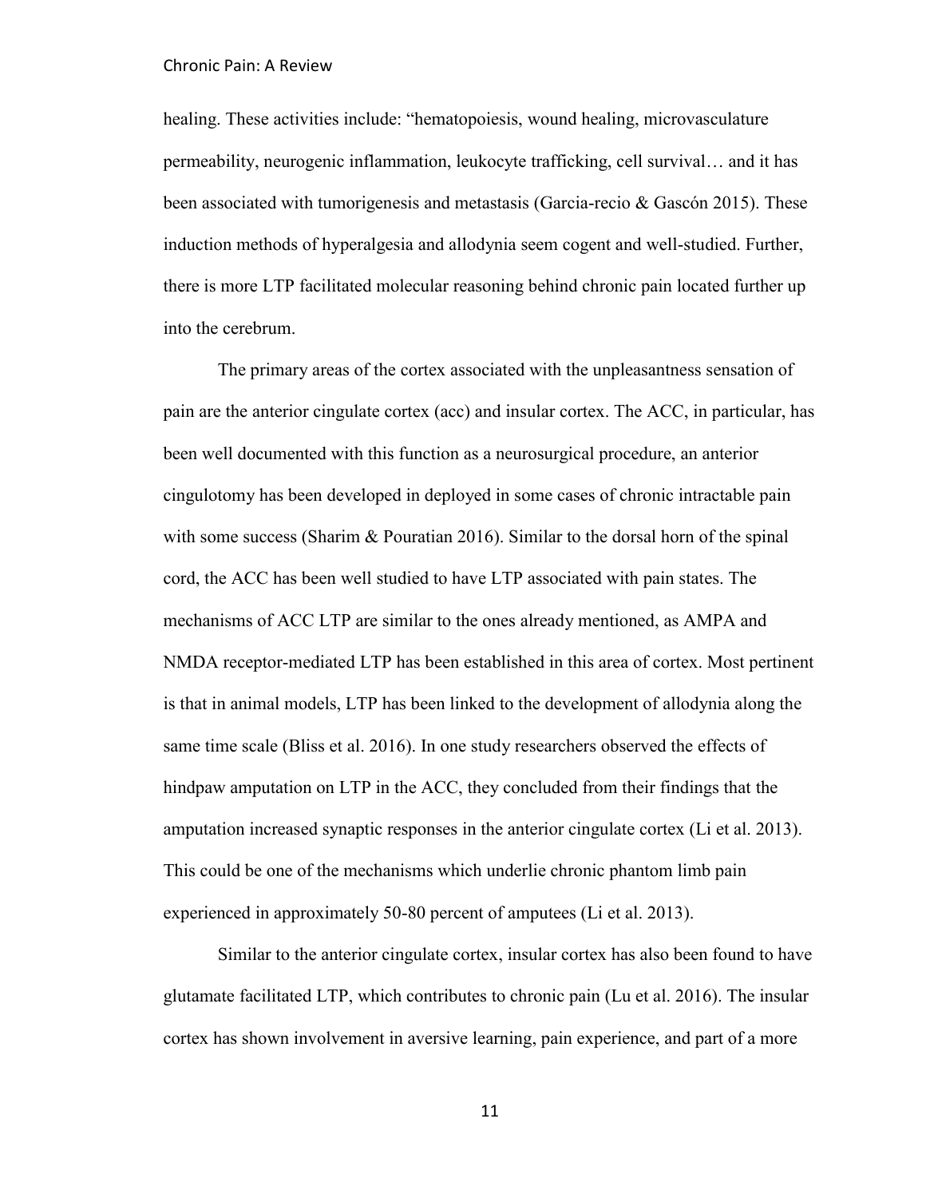healing. These activities include: "hematopoiesis, wound healing, microvasculature permeability, neurogenic inflammation, leukocyte trafficking, cell survival… and it has been associated with tumorigenesis and metastasis (Garcia-recio & Gascón 2015). These induction methods of hyperalgesia and allodynia seem cogent and well-studied. Further, there is more LTP facilitated molecular reasoning behind chronic pain located further up into the cerebrum.

The primary areas of the cortex associated with the unpleasantness sensation of pain are the anterior cingulate cortex (acc) and insular cortex. The ACC, in particular, has been well documented with this function as a neurosurgical procedure, an anterior cingulotomy has been developed in deployed in some cases of chronic intractable pain with some success (Sharim & Pouratian 2016). Similar to the dorsal horn of the spinal cord, the ACC has been well studied to have LTP associated with pain states. The mechanisms of ACC LTP are similar to the ones already mentioned, as AMPA and NMDA receptor-mediated LTP has been established in this area of cortex. Most pertinent is that in animal models, LTP has been linked to the development of allodynia along the same time scale (Bliss et al. 2016). In one study researchers observed the effects of hindpaw amputation on LTP in the ACC, they concluded from their findings that the amputation increased synaptic responses in the anterior cingulate cortex (Li et al. 2013). This could be one of the mechanisms which underlie chronic phantom limb pain experienced in approximately 50-80 percent of amputees (Li et al. 2013).

Similar to the anterior cingulate cortex, insular cortex has also been found to have glutamate facilitated LTP, which contributes to chronic pain (Lu et al. 2016). The insular cortex has shown involvement in aversive learning, pain experience, and part of a more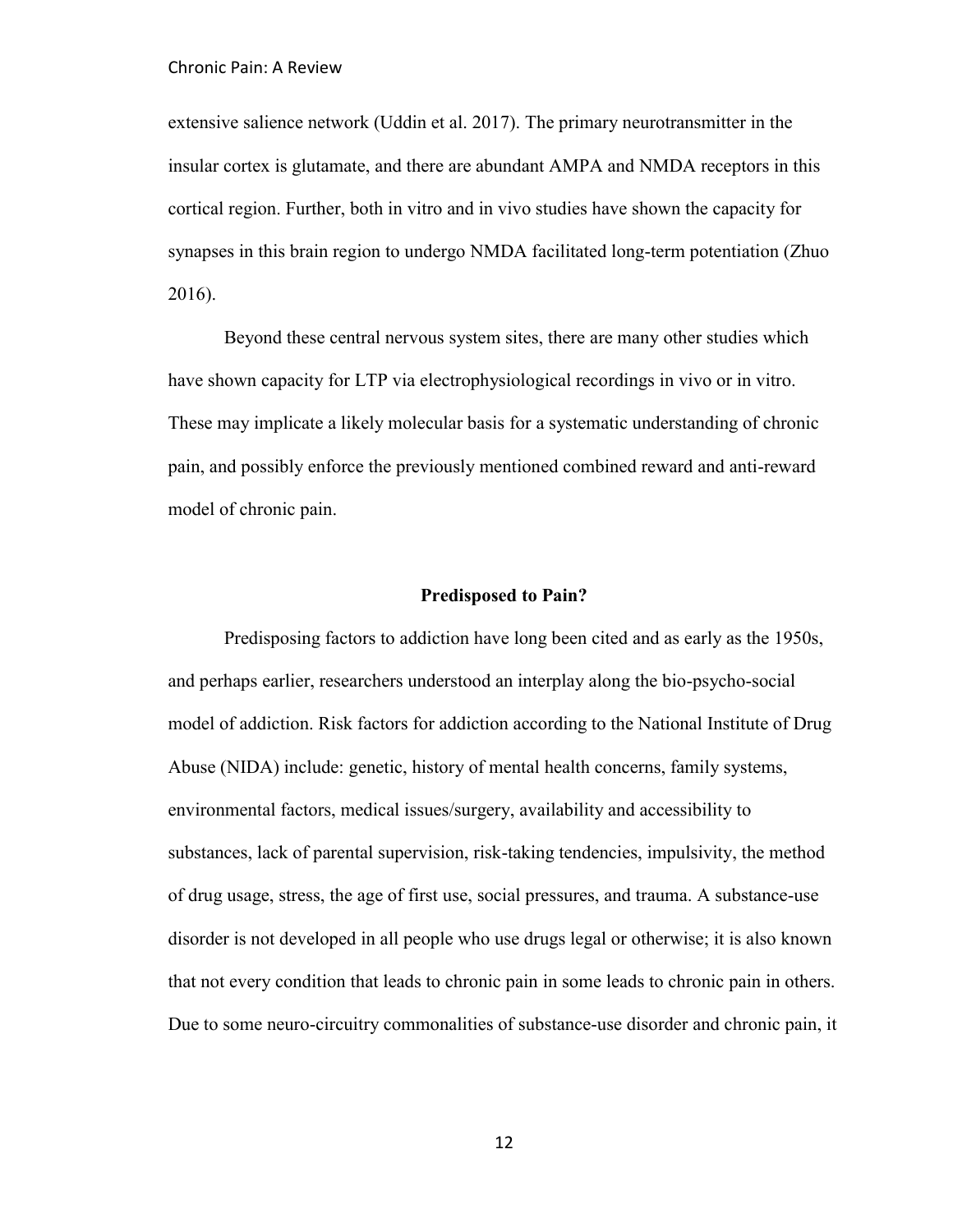extensive salience network (Uddin et al. 2017). The primary neurotransmitter in the insular cortex is glutamate, and there are abundant AMPA and NMDA receptors in this cortical region. Further, both in vitro and in vivo studies have shown the capacity for synapses in this brain region to undergo NMDA facilitated long-term potentiation (Zhuo 2016).

Beyond these central nervous system sites, there are many other studies which have shown capacity for LTP via electrophysiological recordings in vivo or in vitro. These may implicate a likely molecular basis for a systematic understanding of chronic pain, and possibly enforce the previously mentioned combined reward and anti-reward model of chronic pain.

## Predisposed to Pain?

Predisposing factors to addiction have long been cited and as early as the 1950s, and perhaps earlier, researchers understood an interplay along the bio-psycho-social model of addiction. Risk factors for addiction according to the National Institute of Drug Abuse (NIDA) include: genetic, history of mental health concerns, family systems, environmental factors, medical issues/surgery, availability and accessibility to substances, lack of parental supervision, risk-taking tendencies, impulsivity, the method of drug usage, stress, the age of first use, social pressures, and trauma. A substance-use disorder is not developed in all people who use drugs legal or otherwise; it is also known that not every condition that leads to chronic pain in some leads to chronic pain in others. Due to some neuro-circuitry commonalities of substance-use disorder and chronic pain, it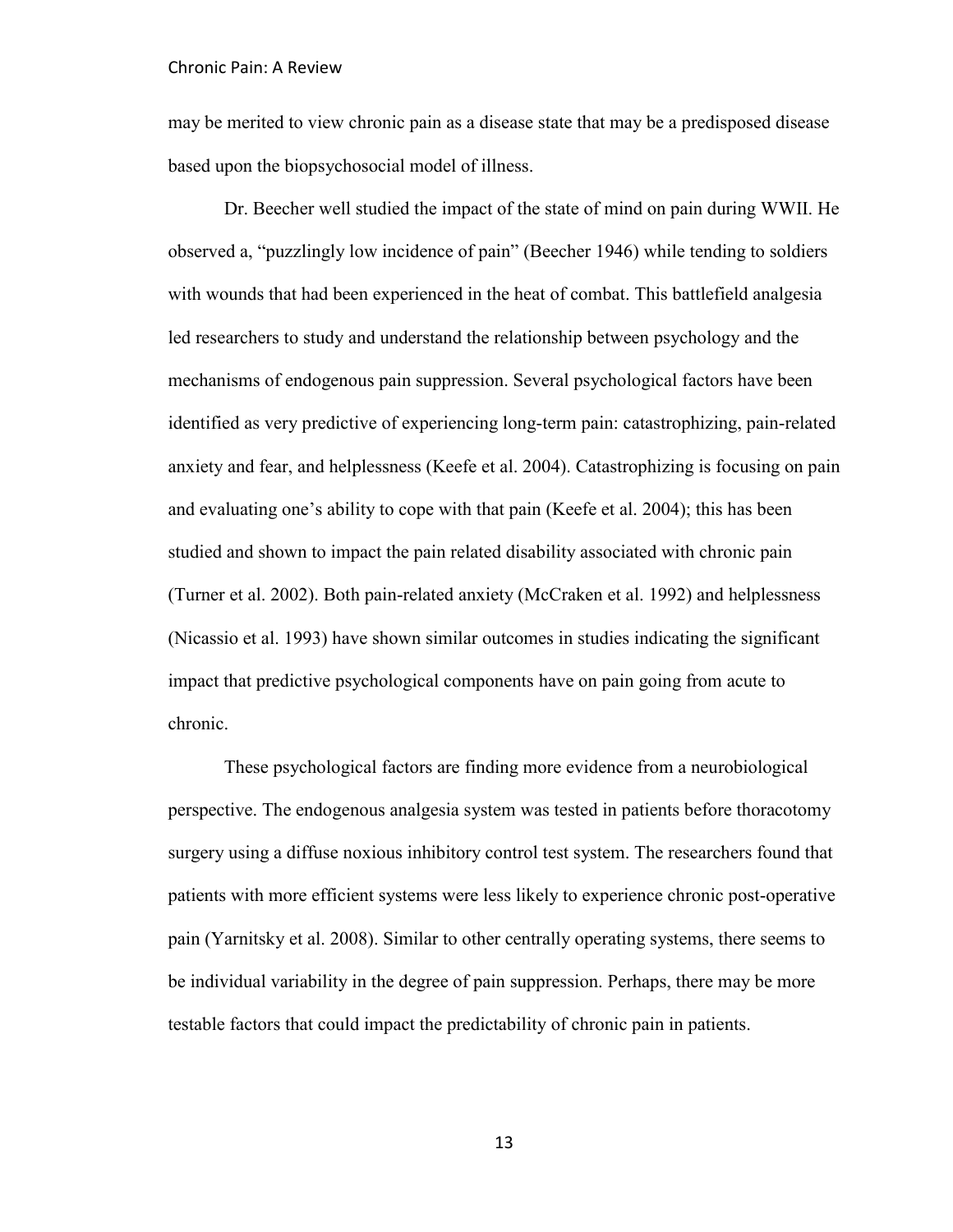may be merited to view chronic pain as a disease state that may be a predisposed disease based upon the biopsychosocial model of illness.

Dr. Beecher well studied the impact of the state of mind on pain during WWII. He observed a, "puzzlingly low incidence of pain" (Beecher 1946) while tending to soldiers with wounds that had been experienced in the heat of combat. This battlefield analgesia led researchers to study and understand the relationship between psychology and the mechanisms of endogenous pain suppression. Several psychological factors have been identified as very predictive of experiencing long-term pain: catastrophizing, pain-related anxiety and fear, and helplessness (Keefe et al. 2004). Catastrophizing is focusing on pain and evaluating one's ability to cope with that pain (Keefe et al. 2004); this has been studied and shown to impact the pain related disability associated with chronic pain (Turner et al. 2002). Both pain-related anxiety (McCraken et al. 1992) and helplessness (Nicassio et al. 1993) have shown similar outcomes in studies indicating the significant impact that predictive psychological components have on pain going from acute to chronic.

These psychological factors are finding more evidence from a neurobiological perspective. The endogenous analgesia system was tested in patients before thoracotomy surgery using a diffuse noxious inhibitory control test system. The researchers found that patients with more efficient systems were less likely to experience chronic post-operative pain (Yarnitsky et al. 2008). Similar to other centrally operating systems, there seems to be individual variability in the degree of pain suppression. Perhaps, there may be more testable factors that could impact the predictability of chronic pain in patients.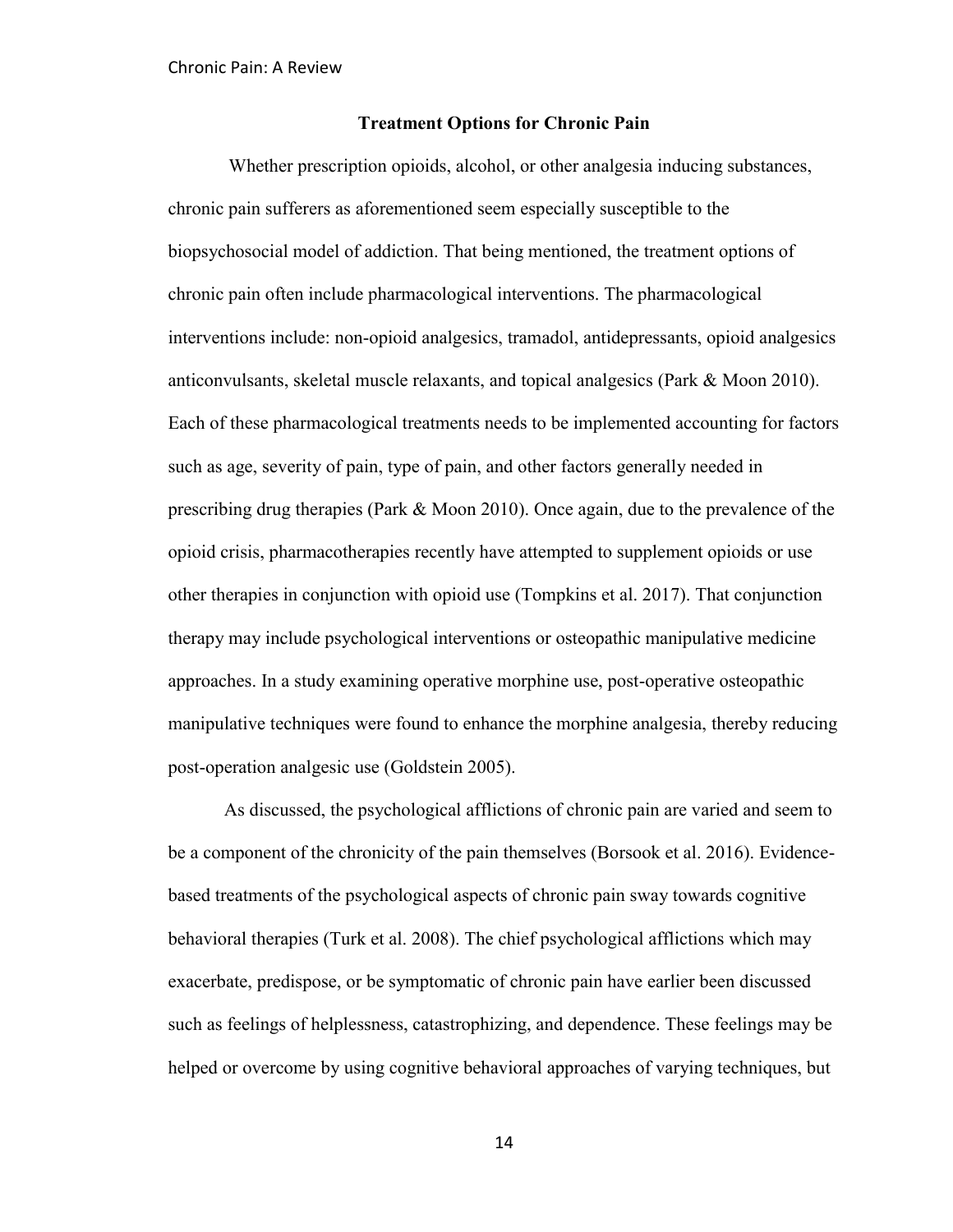## Treatment Options for Chronic Pain

Whether prescription opioids, alcohol, or other analgesia inducing substances, chronic pain sufferers as aforementioned seem especially susceptible to the biopsychosocial model of addiction. That being mentioned, the treatment options of chronic pain often include pharmacological interventions. The pharmacological interventions include: non-opioid analgesics, tramadol, antidepressants, opioid analgesics anticonvulsants, skeletal muscle relaxants, and topical analgesics (Park & Moon 2010). Each of these pharmacological treatments needs to be implemented accounting for factors such as age, severity of pain, type of pain, and other factors generally needed in prescribing drug therapies (Park & Moon 2010). Once again, due to the prevalence of the opioid crisis, pharmacotherapies recently have attempted to supplement opioids or use other therapies in conjunction with opioid use (Tompkins et al. 2017). That conjunction therapy may include psychological interventions or osteopathic manipulative medicine approaches. In a study examining operative morphine use, post-operative osteopathic manipulative techniques were found to enhance the morphine analgesia, thereby reducing post-operation analgesic use (Goldstein 2005).

As discussed, the psychological afflictions of chronic pain are varied and seem to be a component of the chronicity of the pain themselves (Borsook et al. 2016). Evidence-based treatments of the psychological aspects of chronic pain sway towards cognitive behavioral therapies (Turk et al. 2008). The chief psychological afflictions which may exacerbate, predispose, or be symptomatic of chronic pain have earlier been discussed such as feelings of helplessness, catastrophizing, and dependence. These feelings may be helped or overcome by using cognitive behavioral approaches of varying techniques, but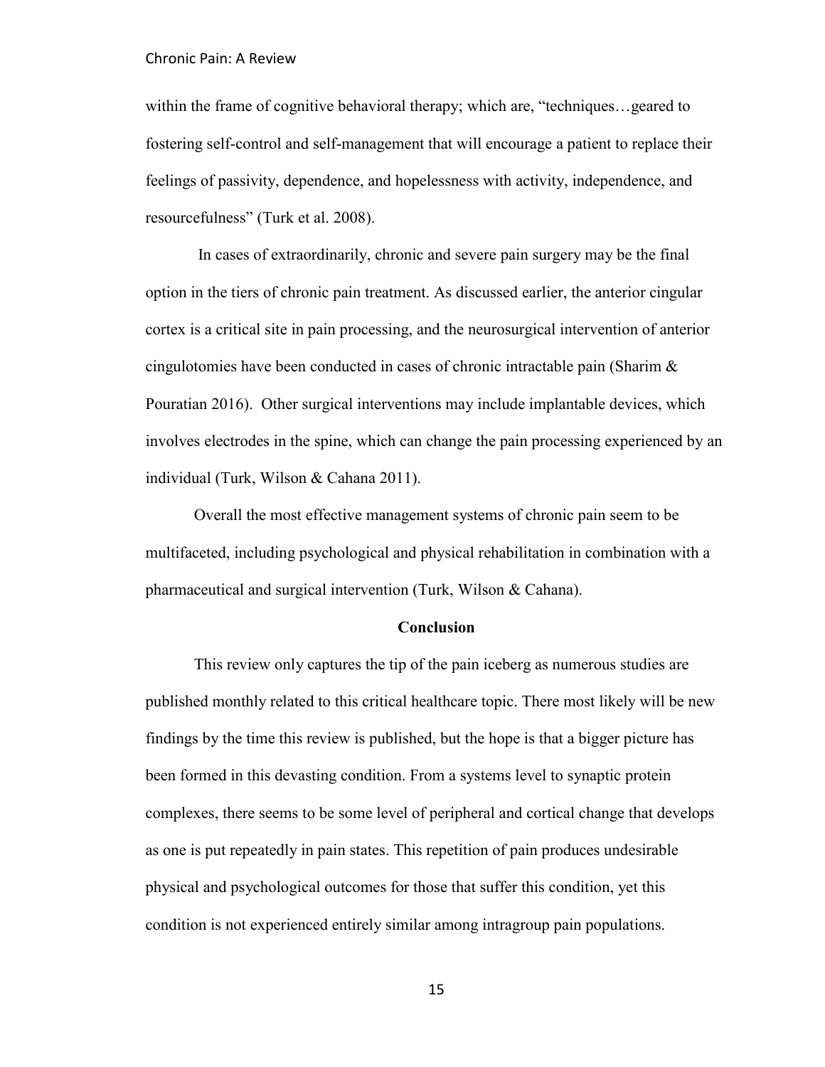within the frame of cognitive behavioral therapy; which are, “techniques…geared to fostering self-control and self-management that will encourage a patient to replace their feelings of passivity, dependence, and hopelessness with activity, independence, and resourcefulness” (Turk et al. 2008).

In cases of extraordinarily, chronic and severe pain surgery may be the final option in the tiers of chronic pain treatment. As discussed earlier, the anterior cingular cortex is a critical site in pain processing, and the neurosurgical intervention of anterior cingulotomies have been conducted in cases of chronic intractable pain (Sharim & Pouratian 2016). Other surgical interventions may include implantable devices, which involves electrodes in the spine, which can change the pain processing experienced by an individual (Turk, Wilson & Cahana 2011).

Overall the most effective management systems of chronic pain seem to be multifaceted, including psychological and physical rehabilitation in combination with a pharmaceutical and surgical intervention (Turk, Wilson & Cahana).

## Conclusion

This review only captures the tip of the pain iceberg as numerous studies are published monthly related to this critical healthcare topic. There most likely will be new findings by the time this review is published, but the hope is that a bigger picture has been formed in this devasting condition. From a systems level to synaptic protein complexes, there seems to be some level of peripheral and cortical change that develops as one is put repeatedly in pain states. This repetition of pain produces undesirable physical and psychological outcomes for those that suffer this condition, yet this condition is not experienced entirely similar among intragroup pain populations.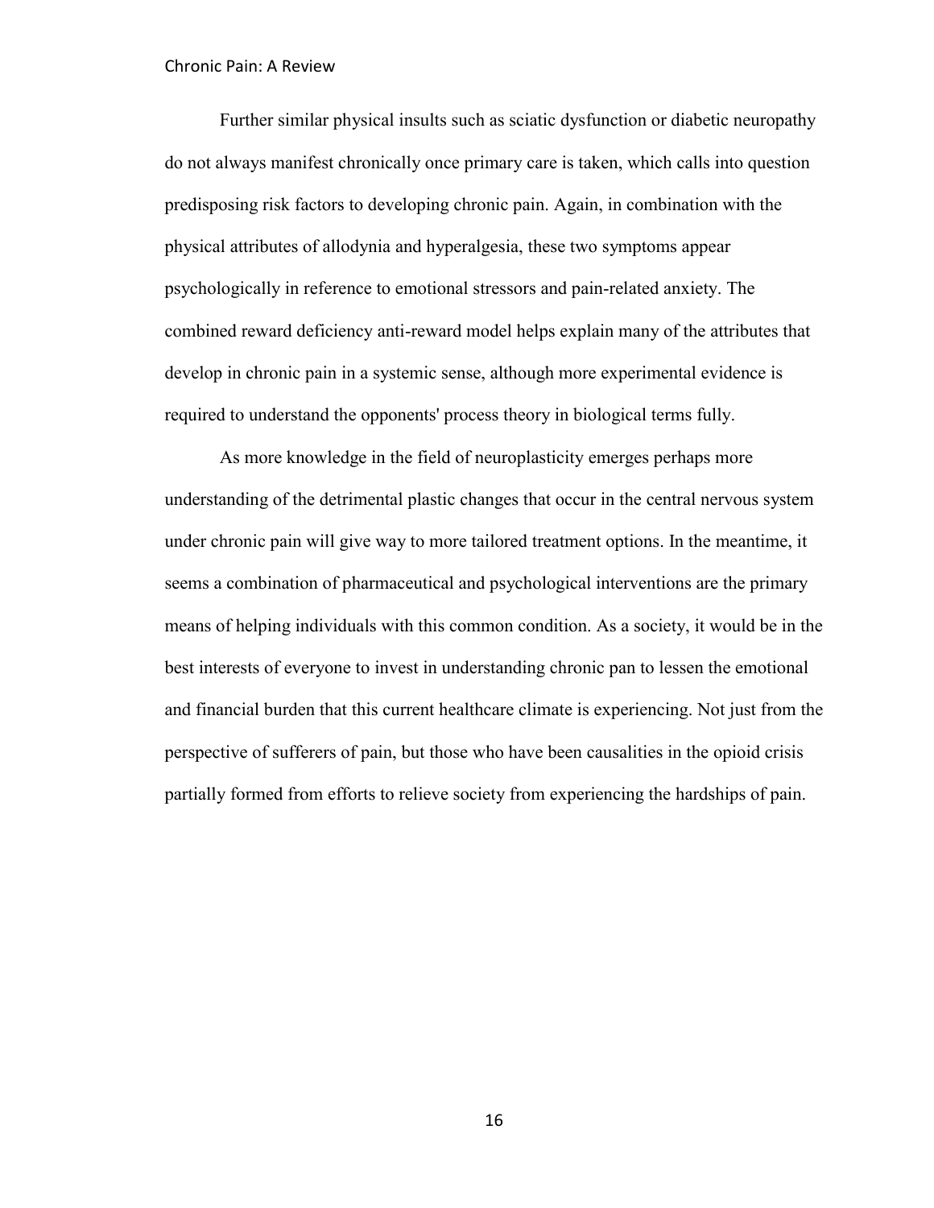Further similar physical insults such as sciatic dysfunction or diabetic neuropathy do not always manifest chronically once primary care is taken, which calls into question predisposing risk factors to developing chronic pain. Again, in combination with the physical attributes of allodynia and hyperalgesia, these two symptoms appear psychologically in reference to emotional stressors and pain-related anxiety. The combined reward deficiency anti-reward model helps explain many of the attributes that develop in chronic pain in a systemic sense, although more experimental evidence is required to understand the opponents' process theory in biological terms fully.

As more knowledge in the field of neuroplasticity emerges perhaps more understanding of the detrimental plastic changes that occur in the central nervous system under chronic pain will give way to more tailored treatment options. In the meantime, it seems a combination of pharmaceutical and psychological interventions are the primary means of helping individuals with this common condition. As a society, it would be in the best interests of everyone to invest in understanding chronic pan to lessen the emotional and financial burden that this current healthcare climate is experiencing. Not just from the perspective of sufferers of pain, but those who have been causalities in the opioid crisis partially formed from efforts to relieve society from experiencing the hardships of pain.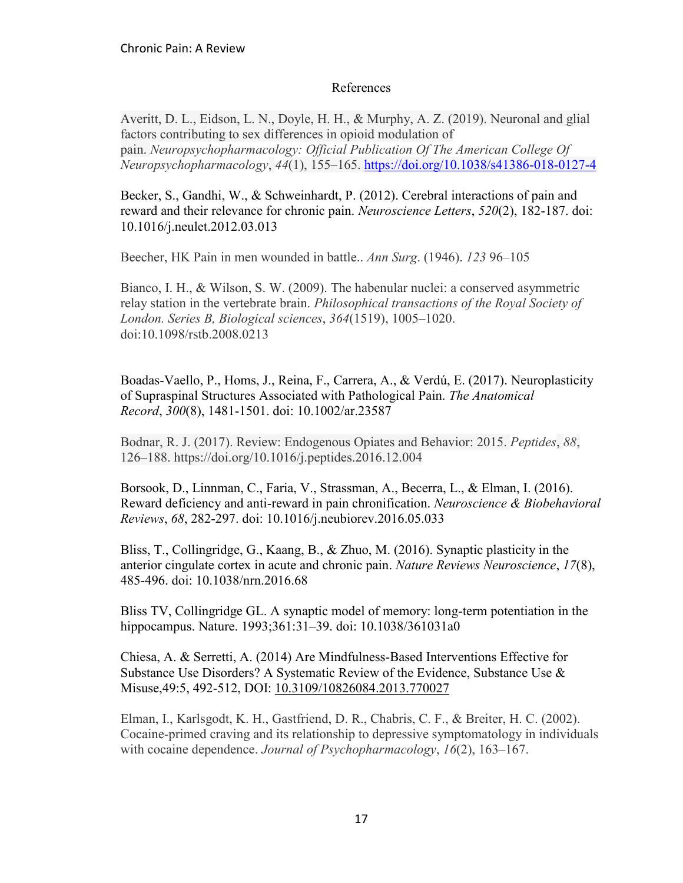# References

Averitt, D. L., Eidson, L. N., Doyle, H. H., & Murphy, A. Z. (2019). Neuronal and glial factors contributing to sex differences in opioid modulation of pain. *Neuropsychopharmacology: Official Publication Of The American College Of Neuropsychopharmacology*, *44*(1), 155–165. https://doi.org/10.1038/s41386-018-0127-4

Becker, S., Gandhi, W., & Schweinhardt, P. (2012). Cerebral interactions of pain and reward and their relevance for chronic pain. *Neuroscience Letters*, *520*(2), 182-187. doi: 10.1016/j.neulet.2012.03.013

Beecher, HK Pain in men wounded in battle.. *Ann Surg*. (1946). *123* 96–105

Bianco, I. H., & Wilson, S. W. (2009). The habenular nuclei: a conserved asymmetric relay station in the vertebrate brain. *Philosophical transactions of the Royal Society of London. Series B, Biological sciences*, *364*(1519), 1005–1020. doi:10.1098/rstb.2008.0213

Boadas-Vaello, P., Homs, J., Reina, F., Carrera, A., & Verdú, E. (2017). Neuroplasticity of Supraspinal Structures Associated with Pathological Pain. *The Anatomical Record*, *300*(8), 1481-1501. doi: 10.1002/ar.23587

Bodnar, R. J. (2017). Review: Endogenous Opiates and Behavior: 2015. *Peptides*, *88*, 126–188. https://doi.org/10.1016/j.peptides.2016.12.004

Borsook, D., Linnman, C., Faria, V., Strassman, A., Becerra, L., & Elman, I. (2016). Reward deficiency and anti-reward in pain chronification. *Neuroscience & Biobehavioral Reviews*, *68*, 282-297. doi: 10.1016/j.neubiorev.2016.05.033

Bliss, T., Collingridge, G., Kaang, B., & Zhuo, M. (2016). Synaptic plasticity in the anterior cingulate cortex in acute and chronic pain. *Nature Reviews Neuroscience*, *17*(8), 485-496. doi: 10.1038/nrn.2016.68

Bliss TV, Collingridge GL. A synaptic model of memory: long-term potentiation in the hippocampus. Nature. 1993;361:31–39. doi: 10.1038/361031a0

Chiesa, A. & Serretti, A. (2014) Are Mindfulness-Based Interventions Effective for Substance Use Disorders? A Systematic Review of the Evidence, Substance Use & Misuse,49:5, 492-512, DOI: 10.3109/10826084.2013.770027

Elman, I., Karlsgodt, K. H., Gastfriend, D. R., Chabris, C. F., & Breiter, H. C. (2002). Cocaine-primed craving and its relationship to depressive symptomatology in individuals with cocaine dependence. *Journal of Psychopharmacology*, *16*(2), 163–167.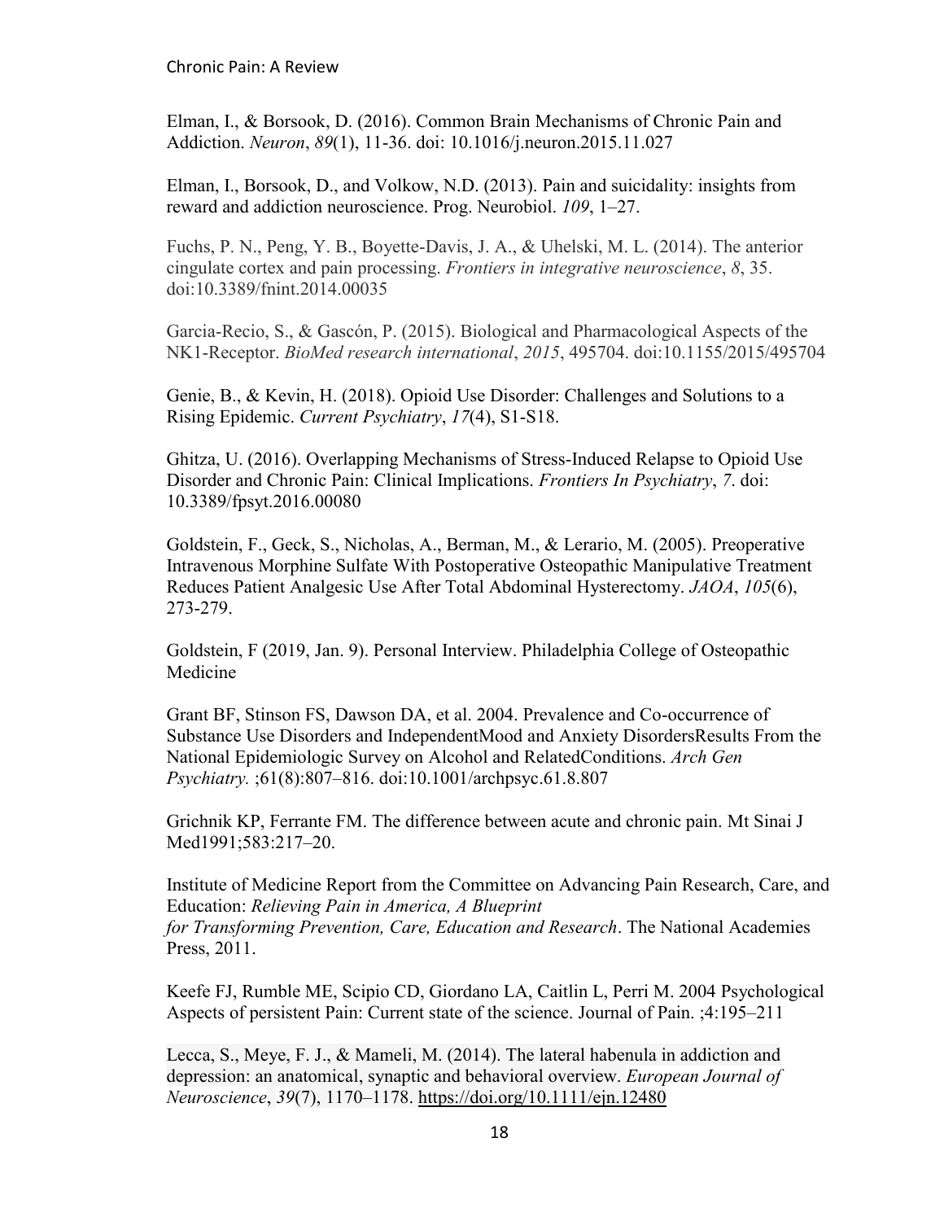Elman, I., & Borsook, D. (2016). Common Brain Mechanisms of Chronic Pain and Addiction. *Neuron*, *89*(1), 11-36. doi: 10.1016/j.neuron.2015.11.027

Elman, I., Borsook, D., and Volkow, N.D. (2013). Pain and suicidality: insights from reward and addiction neuroscience. Prog. Neurobiol. *109*, 1–27.

Fuchs, P. N., Peng, Y. B., Boyette-Davis, J. A., & Uhelski, M. L. (2014). The anterior cingulate cortex and pain processing. *Frontiers in integrative neuroscience*, *8*, 35. doi:10.3389/fnint.2014.00035

Garcia-Recio, S., & Gascón, P. (2015). Biological and Pharmacological Aspects of the NK1-Receptor. *BioMed research international*, *2015*, 495704. doi:10.1155/2015/495704

Genie, B., & Kevin, H. (2018). Opioid Use Disorder: Challenges and Solutions to a Rising Epidemic. *Current Psychiatry*, *17*(4), S1-S18.

Ghitza, U. (2016). Overlapping Mechanisms of Stress-Induced Relapse to Opioid Use Disorder and Chronic Pain: Clinical Implications. *Frontiers In Psychiatry*, *7*. doi: 10.3389/fpsyt.2016.00080

Goldstein, F., Geck, S., Nicholas, A., Berman, M., & Lerario, M. (2005). Preoperative Intravenous Morphine Sulfate With Postoperative Osteopathic Manipulative Treatment Reduces Patient Analgesic Use After Total Abdominal Hysterectomy. *JAOA*, *105*(6), 273-279.

Goldstein, F (2019, Jan. 9). Personal Interview. Philadelphia College of Osteopathic Medicine

Grant BF, Stinson FS, Dawson DA, et al. 2004. Prevalence and Co-occurrence of Substance Use Disorders and IndependentMood and Anxiety DisordersResults From the National Epidemiologic Survey on Alcohol and RelatedConditions. *Arch Gen Psychiatry.* ;61(8):807–816. doi:10.1001/archpsyc.61.8.807

Grichnik KP, Ferrante FM. The difference between acute and chronic pain. Mt Sinai J Med1991;583:217–20.

Institute of Medicine Report from the Committee on Advancing Pain Research, Care, and Education: *Relieving Pain in America, A Blueprint for Transforming Prevention, Care, Education and Research*. The National Academies Press, 2011.

Keefe FJ, Rumble ME, Scipio CD, Giordano LA, Caitlin L, Perri M. 2004 Psychological Aspects of persistent Pain: Current state of the science. Journal of Pain. ;4:195–211

Lecca, S., Meye, F. J., & Mameli, M. (2014). The lateral habenula in addiction and depression: an anatomical, synaptic and behavioral overview. *European Journal of Neuroscience*, *39*(7), 1170–1178. https://doi.org/10.1111/ejn.12480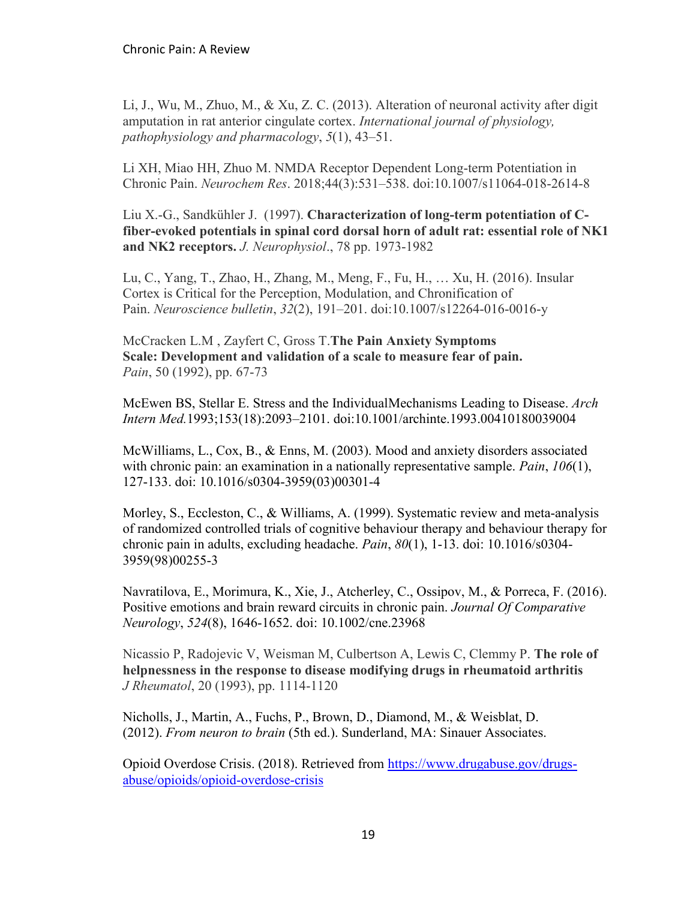Li, J., Wu, M., Zhuo, M., & Xu, Z. C. (2013). Alteration of neuronal activity after digit amputation in rat anterior cingulate cortex. *International journal of physiology, pathophysiology and pharmacology*, *5*(1), 43–51.

Li XH, Miao HH, Zhuo M. NMDA Receptor Dependent Long-term Potentiation in Chronic Pain. *Neurochem Res*. 2018;44(3):531–538. doi:10.1007/s11064-018-2614-8

Liu X.-G., Sandkühler J. (1997). **Characterization of long-term potentiation of C-fiber-evoked potentials in spinal cord dorsal horn of adult rat: essential role of NK1 and NK2 receptors.** *J. Neurophysiol*., 78 pp. 1973-1982

Lu, C., Yang, T., Zhao, H., Zhang, M., Meng, F., Fu, H., … Xu, H. (2016). Insular Cortex is Critical for the Perception, Modulation, and Chronification of Pain. *Neuroscience bulletin*, *32*(2), 191–201. doi:10.1007/s12264-016-0016-y

McCracken L.M , Zayfert C, Gross T.**The Pain Anxiety Symptoms Scale: Development and validation of a scale to measure fear of pain.** *Pain*, 50 (1992), pp. 67-73

McEwen BS, Stellar E. Stress and the IndividualMechanisms Leading to Disease. *Arch Intern Med.*1993;153(18):2093–2101. doi:10.1001/archinte.1993.00410180039004

McWilliams, L., Cox, B., & Enns, M. (2003). Mood and anxiety disorders associated with chronic pain: an examination in a nationally representative sample. *Pain*, *106*(1), 127-133. doi: 10.1016/s0304-3959(03)00301-4

Morley, S., Eccleston, C., & Williams, A. (1999). Systematic review and meta-analysis of randomized controlled trials of cognitive behaviour therapy and behaviour therapy for chronic pain in adults, excluding headache. *Pain*, *80*(1), 1-13. doi: 10.1016/s0304-3959(98)00255-3

Navratilova, E., Morimura, K., Xie, J., Atcherley, C., Ossipov, M., & Porreca, F. (2016). Positive emotions and brain reward circuits in chronic pain. *Journal Of Comparative Neurology*, *524*(8), 1646-1652. doi: 10.1002/cne.23968

Nicassio P, Radojevic V, Weisman M, Culbertson A, Lewis C, Clemmy P. **The role of helpnessness in the response to disease modifying drugs in rheumatoid arthritis** *J Rheumatol*, 20 (1993), pp. 1114-1120

Nicholls, J., Martin, A., Fuchs, P., Brown, D., Diamond, M., & Weisblat, D. (2012). *From neuron to brain* (5th ed.). Sunderland, MA: Sinauer Associates.

Opioid Overdose Crisis. (2018). Retrieved from https://www.drugabuse.gov/drugs-abuse/opioids/opioid-overdose-crisis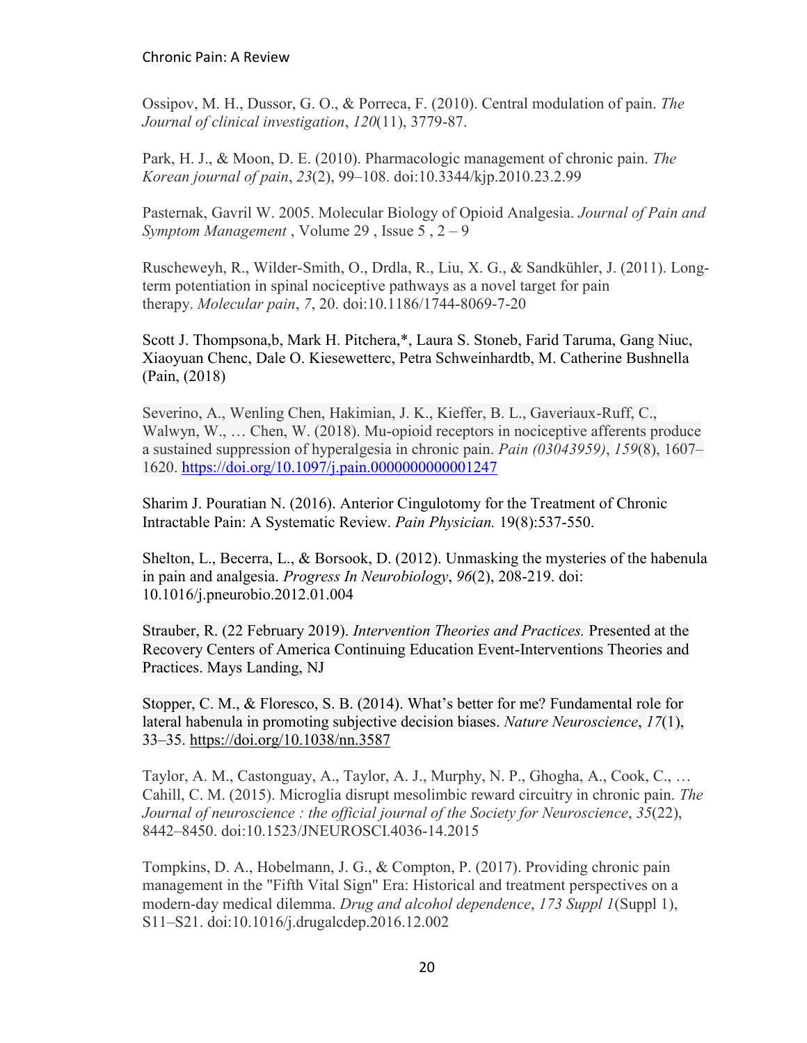Ossipov, M. H., Dussor, G. O., & Porreca, F. (2010). Central modulation of pain. *The Journal of clinical investigation*, *120*(11), 3779-87.

Park, H. J., & Moon, D. E. (2010). Pharmacologic management of chronic pain. *The Korean journal of pain*, *23*(2), 99–108. doi:10.3344/kjp.2010.23.2.99

Pasternak, Gavril W. 2005. Molecular Biology of Opioid Analgesia. *Journal of Pain and Symptom Management* , Volume 29 , Issue 5 , 2 – 9

Ruscheweyh, R., Wilder-Smith, O., Drdla, R., Liu, X. G., & Sandkühler, J. (2011). Long-term potentiation in spinal nociceptive pathways as a novel target for pain therapy. *Molecular pain*, *7*, 20. doi:10.1186/1744-8069-7-20

Scott J. Thompsona,b, Mark H. Pitchera,*, Laura S. Stoneb, Farid Taruma, Gang Niuc, Xiaoyuan Chenc, Dale O. Kiesewetterc, Petra Schweinhardtb, M. Catherine Bushnella (Pain, (2018)

Severino, A., Wenling Chen, Hakimian, J. K., Kieffer, B. L., Gaveriaux-Ruff, C., Walwyn, W., … Chen, W. (2018). Mu-opioid receptors in nociceptive afferents produce a sustained suppression of hyperalgesia in chronic pain. *Pain (03043959)*, *159*(8), 1607–1620. https://doi.org/10.1097/j.pain.0000000000001247

Sharim J. Pouratian N. (2016). Anterior Cingulotomy for the Treatment of Chronic Intractable Pain: A Systematic Review. *Pain Physician.* 19(8):537-550.

Shelton, L., Becerra, L., & Borsook, D. (2012). Unmasking the mysteries of the habenula in pain and analgesia. *Progress In Neurobiology*, *96*(2), 208-219. doi: 10.1016/j.pneurobio.2012.01.004

Strauber, R. (22 February 2019). *Intervention Theories and Practices.* Presented at the Recovery Centers of America Continuing Education Event-Interventions Theories and Practices. Mays Landing, NJ

Stopper, C. M., & Floresco, S. B. (2014). What's better for me? Fundamental role for lateral habenula in promoting subjective decision biases. *Nature Neuroscience*, *17*(1), 33–35. https://doi.org/10.1038/nn.3587

Taylor, A. M., Castonguay, A., Taylor, A. J., Murphy, N. P., Ghogha, A., Cook, C., … Cahill, C. M. (2015). Microglia disrupt mesolimbic reward circuitry in chronic pain. *The Journal of neuroscience : the official journal of the Society for Neuroscience*, *35*(22), 8442–8450. doi:10.1523/JNEUROSCI.4036-14.2015

Tompkins, D. A., Hobelmann, J. G., & Compton, P. (2017). Providing chronic pain management in the "Fifth Vital Sign" Era: Historical and treatment perspectives on a modern-day medical dilemma. *Drug and alcohol dependence*, *173 Suppl 1*(Suppl 1), S11–S21. doi:10.1016/j.drugalcdep.2016.12.002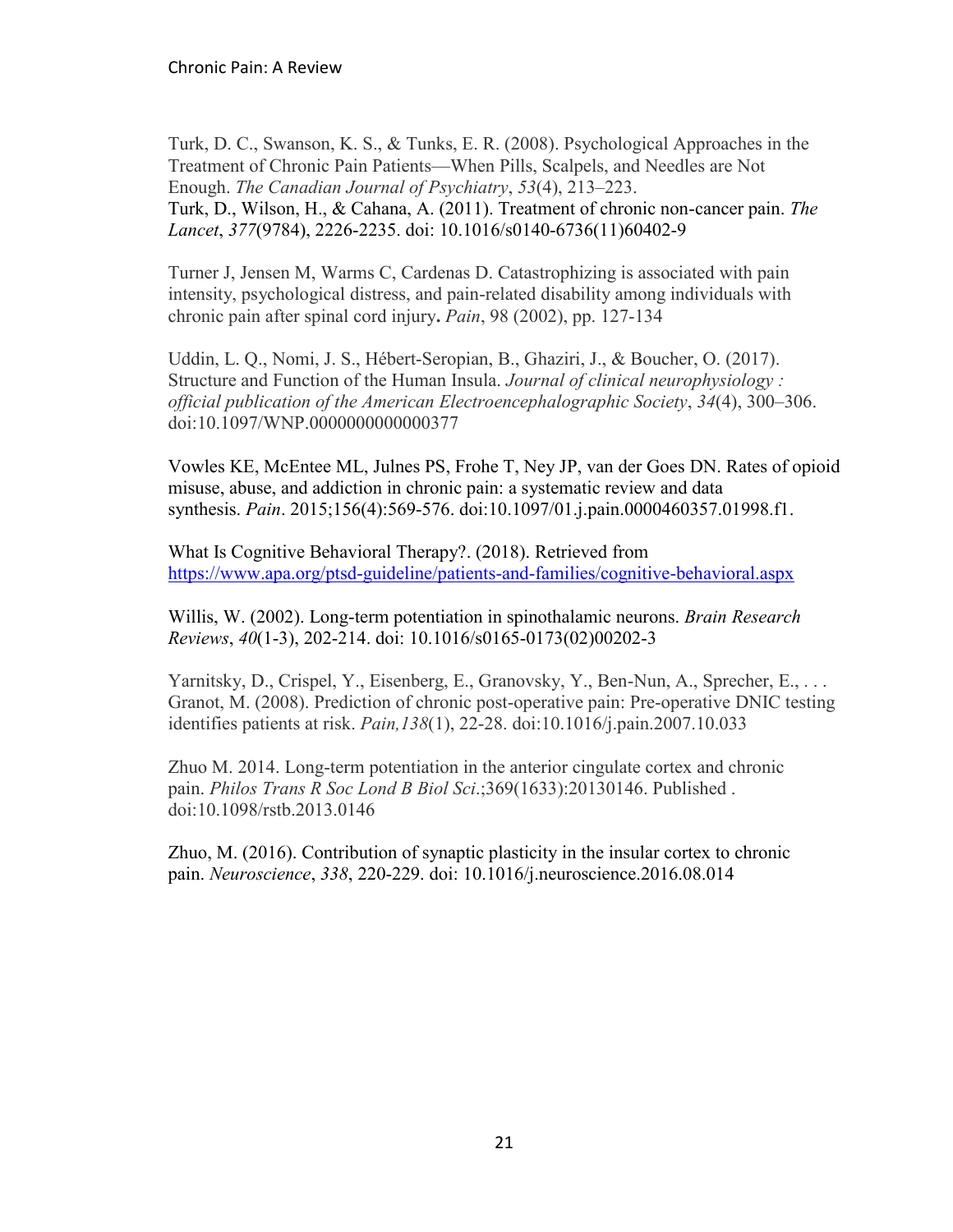Turk, D. C., Swanson, K. S., & Tunks, E. R. (2008). Psychological Approaches in the Treatment of Chronic Pain Patients—When Pills, Scalpels, and Needles are Not Enough. *The Canadian Journal of Psychiatry*, *53*(4), 213–223.
Turk, D., Wilson, H., & Cahana, A. (2011). Treatment of chronic non-cancer pain. *The Lancet*, *377*(9784), 2226-2235. doi: 10.1016/s0140-6736(11)60402-9

Turner J, Jensen M, Warms C, Cardenas D. Catastrophizing is associated with pain intensity, psychological distress, and pain-related disability among individuals with chronic pain after spinal cord injury**.** *Pain*, 98 (2002), pp. 127-134

Uddin, L. Q., Nomi, J. S., Hébert-Seropian, B., Ghaziri, J., & Boucher, O. (2017). Structure and Function of the Human Insula. *Journal of clinical neurophysiology : official publication of the American Electroencephalographic Society*, *34*(4), 300–306. doi:10.1097/WNP.0000000000000377

Vowles KE, McEntee ML, Julnes PS, Frohe T, Ney JP, van der Goes DN. Rates of opioid misuse, abuse, and addiction in chronic pain: a systematic review and data synthesis. *Pain*. 2015;156(4):569-576. doi:10.1097/01.j.pain.0000460357.01998.f1.

What Is Cognitive Behavioral Therapy?. (2018). Retrieved from https://www.apa.org/ptsd-guideline/patients-and-families/cognitive-behavioral.aspx

Willis, W. (2002). Long-term potentiation in spinothalamic neurons. *Brain Research Reviews*, *40*(1-3), 202-214. doi: 10.1016/s0165-0173(02)00202-3

Yarnitsky, D., Crispel, Y., Eisenberg, E., Granovsky, Y., Ben-Nun, A., Sprecher, E., . . . Granot, M. (2008). Prediction of chronic post-operative pain: Pre-operative DNIC testing identifies patients at risk. *Pain,138*(1), 22-28. doi:10.1016/j.pain.2007.10.033

Zhuo M. 2014. Long-term potentiation in the anterior cingulate cortex and chronic pain. *Philos Trans R Soc Lond B Biol Sci*.;369(1633):20130146. Published . doi:10.1098/rstb.2013.0146

Zhuo, M. (2016). Contribution of synaptic plasticity in the insular cortex to chronic pain. *Neuroscience*, *338*, 220-229. doi: 10.1016/j.neuroscience.2016.08.014